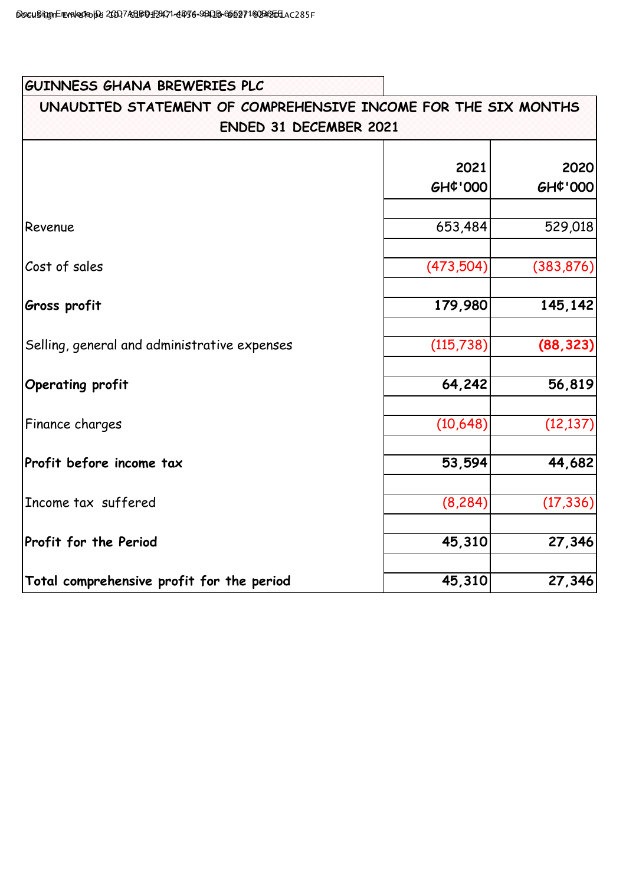## GUINNESS GHANA BREWERIES PLC

### UNAUDITED STATEMENT OF COMPREHENSIVE INCOME FOR THE SIX MONTHS ENDED 31 DECEMBER 2021

| | 2021 GH¢'000 | 2020 GH¢'000 |
|---|---|---|
| Revenue | 653,484 | 529,018 |
| Cost of sales | (473,504) | (383,876) |
| **Gross profit** | **179,980** | **145,142** |
| Selling, general and administrative expenses | (115,738) | **(88,323)** |
| **Operating profit** | **64,242** | **56,819** |
| Finance charges | (10,648) | (12,137) |
| **Profit before income tax** | **53,594** | **44,682** |
| Income tax suffered | (8,284) | (17,336) |
| **Profit for the Period** | **45,310** | **27,346** |
| **Total comprehensive profit for the period** | **45,310** | **27,346** |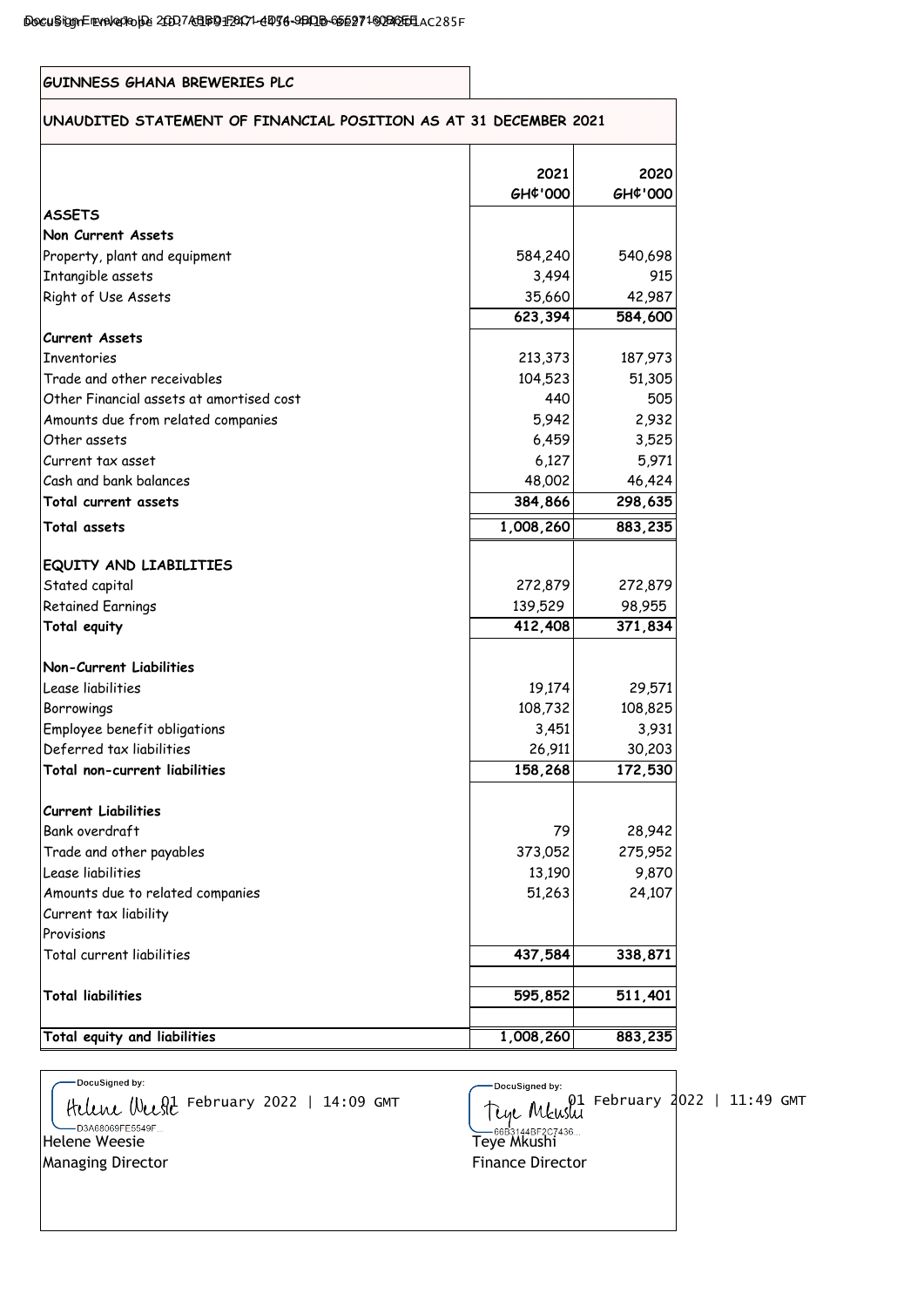# GUINNESS GHANA BREWERIES PLC

## UNAUDITED STATEMENT OF FINANCIAL POSITION AS AT 31 DECEMBER 2021

| | 2021 GH¢'000 | 2020 GH¢'000 |
|---|---|---|
| **ASSETS** | | |
| **Non Current Assets** | | |
| Property, plant and equipment | 584,240 | 540,698 |
| Intangible assets | 3,494 | 915 |
| Right of Use Assets | 35,660 | 42,987 |
| | **623,394** | **584,600** |
| **Current Assets** | | |
| Inventories | 213,373 | 187,973 |
| Trade and other receivables | 104,523 | 51,305 |
| Other Financial assets at amortised cost | 440 | 505 |
| Amounts due from related companies | 5,942 | 2,932 |
| Other assets | 6,459 | 3,525 |
| Current tax asset | 6,127 | 5,971 |
| Cash and bank balances | 48,002 | 46,424 |
| **Total current assets** | **384,866** | **298,635** |
| **Total assets** | **1,008,260** | **883,235** |
| **EQUITY AND LIABILITIES** | | |
| Stated capital | 272,879 | 272,879 |
| Retained Earnings | 139,529 | 98,955 |
| **Total equity** | **412,408** | **371,834** |
| **Non-Current Liabilities** | | |
| Lease liabilities | 19,174 | 29,571 |
| Borrowings | 108,732 | 108,825 |
| Employee benefit obligations | 3,451 | 3,931 |
| Deferred tax liabilities | 26,911 | 30,203 |
| **Total non-current liabilities** | **158,268** | **172,530** |
| **Current Liabilities** | | |
| Bank overdraft | 79 | 28,942 |
| Trade and other payables | 373,052 | 275,952 |
| Lease liabilities | 13,190 | 9,870 |
| Amounts due to related companies | 51,263 | 24,107 |
| Current tax liability | | |
| Provisions | | |
| Total current liabilities | **437,584** | **338,871** |
| **Total liabilities** | **595,852** | **511,401** |
| **Total equity and liabilities** | **1,008,260** | **883,235** |

DocuSigned by: Helene Weesie — 01 February 2022 | 14:09 GMT
D3A68069FE5549F...
Helene Weesie
Managing Director

DocuSigned by: Teye Mkushi — 01 February 2022 | 11:49 GMT
66B3144BF2C7436...
Teye Mkushi
Finance Director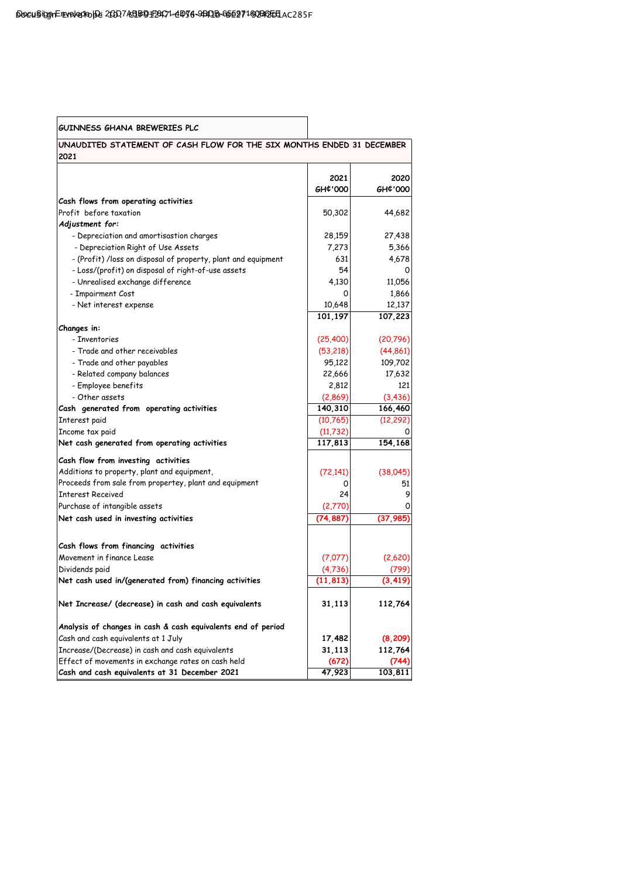**GUINNESS GHANA BREWERIES PLC**

**UNAUDITED STATEMENT OF CASH FLOW FOR THE SIX MONTHS ENDED 31 DECEMBER 2021**

| | 2021 GH¢'000 | 2020 GH¢'000 |
|---|---|---|
| **Cash flows from operating activities** | | |
| Profit before taxation | 50,302 | 44,682 |
| ***Adjustment for:*** | | |
| - Depreciation and amortisastion charges | 28,159 | 27,438 |
| - Depreciation Right of Use Assets | 7,273 | 5,366 |
| - (Profit) /loss on disposal of property, plant and equipment | 631 | 4,678 |
| - Loss/(profit) on disposal of right-of-use assets | 54 | 0 |
| - Unrealised exchange difference | 4,130 | 11,056 |
| - Impairment Cost | 0 | 1,866 |
| - Net interest expense | 10,648 | 12,137 |
| | **101,197** | **107,223** |
| **Changes in:** | | |
| - Inventories | (25,400) | (20,796) |
| - Trade and other receivables | (53,218) | (44,861) |
| - Trade and other payables | 95,122 | 109,702 |
| - Related company balances | 22,666 | 17,632 |
| - Employee benefits | 2,812 | 121 |
| - Other assets | (2,869) | (3,436) |
| **Cash generated from operating activities** | **140,310** | **166,460** |
| Interest paid | (10,765) | (12,292) |
| Income tax paid | (11,732) | 0 |
| **Net cash generated from operating activities** | **117,813** | **154,168** |
| **Cash flow from investing activities** | | |
| Additions to property, plant and equipment, | (72,141) | (38,045) |
| Proceeds from sale from propertey, plant and equipment | 0 | 51 |
| Interest Received | 24 | 9 |
| Purchase of intangible assets | (2,770) | 0 |
| **Net cash used in investing activities** | **(74,887)** | **(37,985)** |
| **Cash flows from financing activities** | | |
| Movement in finance Lease | (7,077) | (2,620) |
| Dividends paid | (4,736) | (799) |
| **Net cash used in/(generated from) financing activities** | **(11,813)** | **(3,419)** |
| **Net Increase/ (decrease) in cash and cash equivalents** | **31,113** | **112,764** |
| **Analysis of changes in cash & cash equivalents end of period** | | |
| Cash and cash equivalents at 1 July | **17,482** | **(8,209)** |
| Increase/(Decrease) in cash and cash equivalents | **31,113** | **112,764** |
| Effect of movements in exchange rates on cash held | **(672)** | **(744)** |
| **Cash and cash equivalents at 31 December 2021** | **47,923** | **103,811** |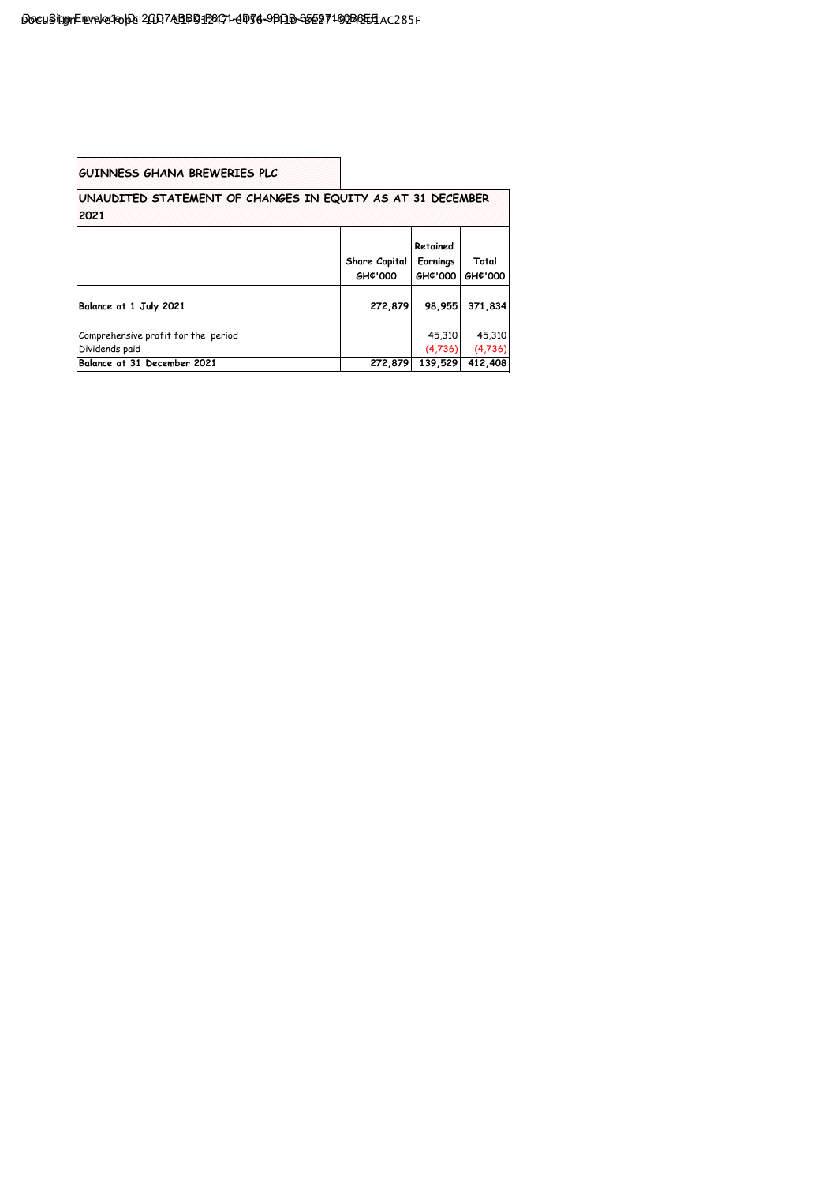**GUINNESS GHANA BREWERIES PLC**

**UNAUDITED STATEMENT OF CHANGES IN EQUITY AS AT 31 DECEMBER 2021**

| | Share Capital GH¢'000 | Retained Earnings GH¢'000 | Total GH¢'000 |
|---|---|---|---|
| **Balance at 1 July 2021** | **272,879** | **98,955** | **371,834** |
| Comprehensive profit for the period | | 45,310 | 45,310 |
| Dividends paid | | (4,736) | (4,736) |
| **Balance at 31 December 2021** | **272,879** | **139,529** | **412,408** |